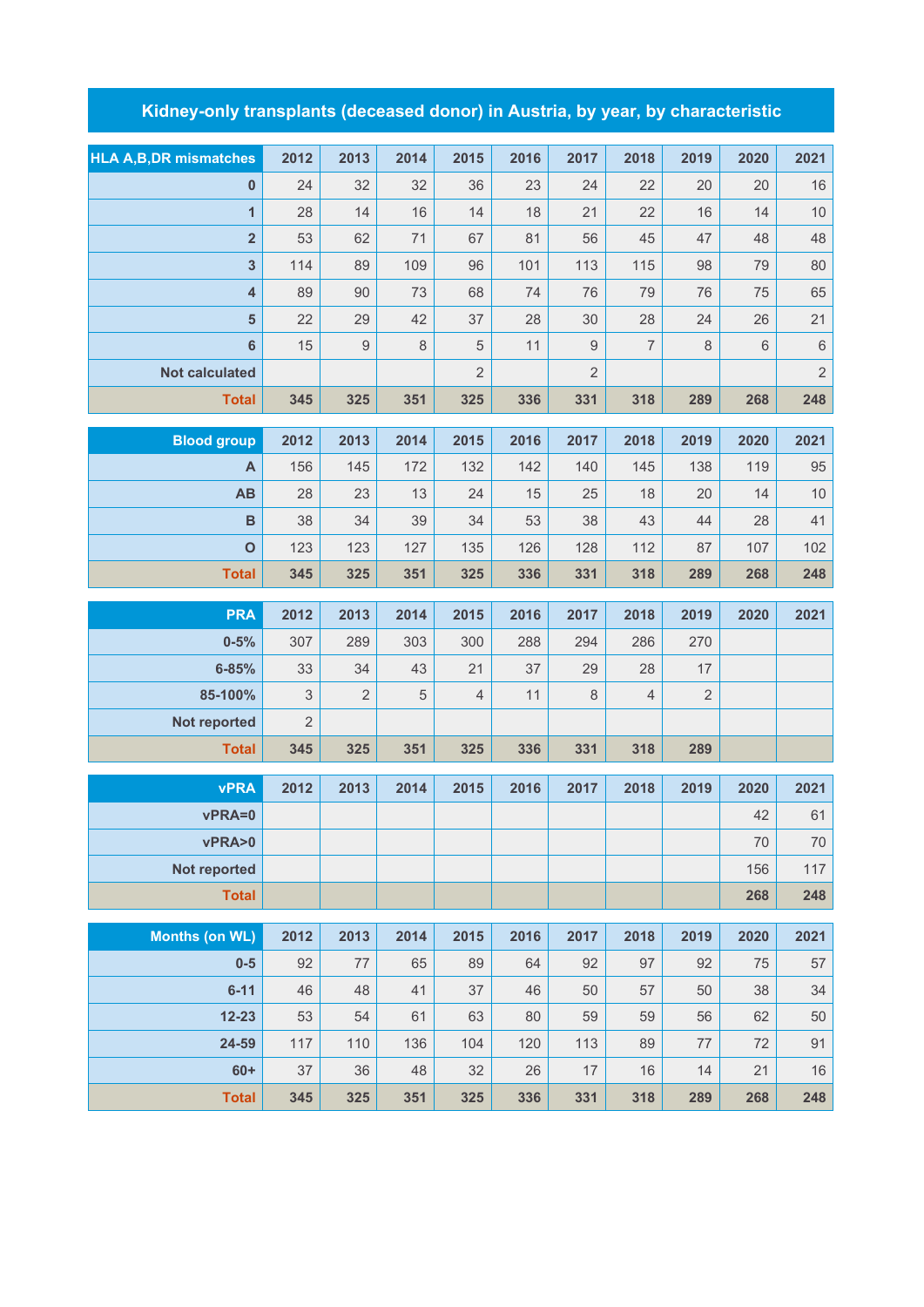# Kidney-only transplants (deceased donor) in Austria, by year, by characteristic

| HLA A,B,DR mismatches | 2012 | 2013 | 2014 | 2015 | 2016 | 2017 | 2018 | 2019 | 2020 | 2021 |
|---|---|---|---|---|---|---|---|---|---|---|
| 0 | 24 | 32 | 32 | 36 | 23 | 24 | 22 | 20 | 20 | 16 |
| 1 | 28 | 14 | 16 | 14 | 18 | 21 | 22 | 16 | 14 | 10 |
| 2 | 53 | 62 | 71 | 67 | 81 | 56 | 45 | 47 | 48 | 48 |
| 3 | 114 | 89 | 109 | 96 | 101 | 113 | 115 | 98 | 79 | 80 |
| 4 | 89 | 90 | 73 | 68 | 74 | 76 | 79 | 76 | 75 | 65 |
| 5 | 22 | 29 | 42 | 37 | 28 | 30 | 28 | 24 | 26 | 21 |
| 6 | 15 | 9 | 8 | 5 | 11 | 9 | 7 | 8 | 6 | 6 |
| Not calculated | | | | 2 | | 2 | | | | 2 |
| **Total** | **345** | **325** | **351** | **325** | **336** | **331** | **318** | **289** | **268** | **248** |

| Blood group | 2012 | 2013 | 2014 | 2015 | 2016 | 2017 | 2018 | 2019 | 2020 | 2021 |
|---|---|---|---|---|---|---|---|---|---|---|
| A | 156 | 145 | 172 | 132 | 142 | 140 | 145 | 138 | 119 | 95 |
| AB | 28 | 23 | 13 | 24 | 15 | 25 | 18 | 20 | 14 | 10 |
| B | 38 | 34 | 39 | 34 | 53 | 38 | 43 | 44 | 28 | 41 |
| O | 123 | 123 | 127 | 135 | 126 | 128 | 112 | 87 | 107 | 102 |
| **Total** | **345** | **325** | **351** | **325** | **336** | **331** | **318** | **289** | **268** | **248** |

| PRA | 2012 | 2013 | 2014 | 2015 | 2016 | 2017 | 2018 | 2019 | 2020 | 2021 |
|---|---|---|---|---|---|---|---|---|---|---|
| 0-5% | 307 | 289 | 303 | 300 | 288 | 294 | 286 | 270 | | |
| 6-85% | 33 | 34 | 43 | 21 | 37 | 29 | 28 | 17 | | |
| 85-100% | 3 | 2 | 5 | 4 | 11 | 8 | 4 | 2 | | |
| Not reported | 2 | | | | | | | | | |
| **Total** | **345** | **325** | **351** | **325** | **336** | **331** | **318** | **289** | | |

| vPRA | 2012 | 2013 | 2014 | 2015 | 2016 | 2017 | 2018 | 2019 | 2020 | 2021 |
|---|---|---|---|---|---|---|---|---|---|---|
| vPRA=0 | | | | | | | | | 42 | 61 |
| vPRA>0 | | | | | | | | | 70 | 70 |
| Not reported | | | | | | | | | 156 | 117 |
| **Total** | | | | | | | | | **268** | **248** |

| Months (on WL) | 2012 | 2013 | 2014 | 2015 | 2016 | 2017 | 2018 | 2019 | 2020 | 2021 |
|---|---|---|---|---|---|---|---|---|---|---|
| 0-5 | 92 | 77 | 65 | 89 | 64 | 92 | 97 | 92 | 75 | 57 |
| 6-11 | 46 | 48 | 41 | 37 | 46 | 50 | 57 | 50 | 38 | 34 |
| 12-23 | 53 | 54 | 61 | 63 | 80 | 59 | 59 | 56 | 62 | 50 |
| 24-59 | 117 | 110 | 136 | 104 | 120 | 113 | 89 | 77 | 72 | 91 |
| 60+ | 37 | 36 | 48 | 32 | 26 | 17 | 16 | 14 | 21 | 16 |
| **Total** | **345** | **325** | **351** | **325** | **336** | **331** | **318** | **289** | **268** | **248** |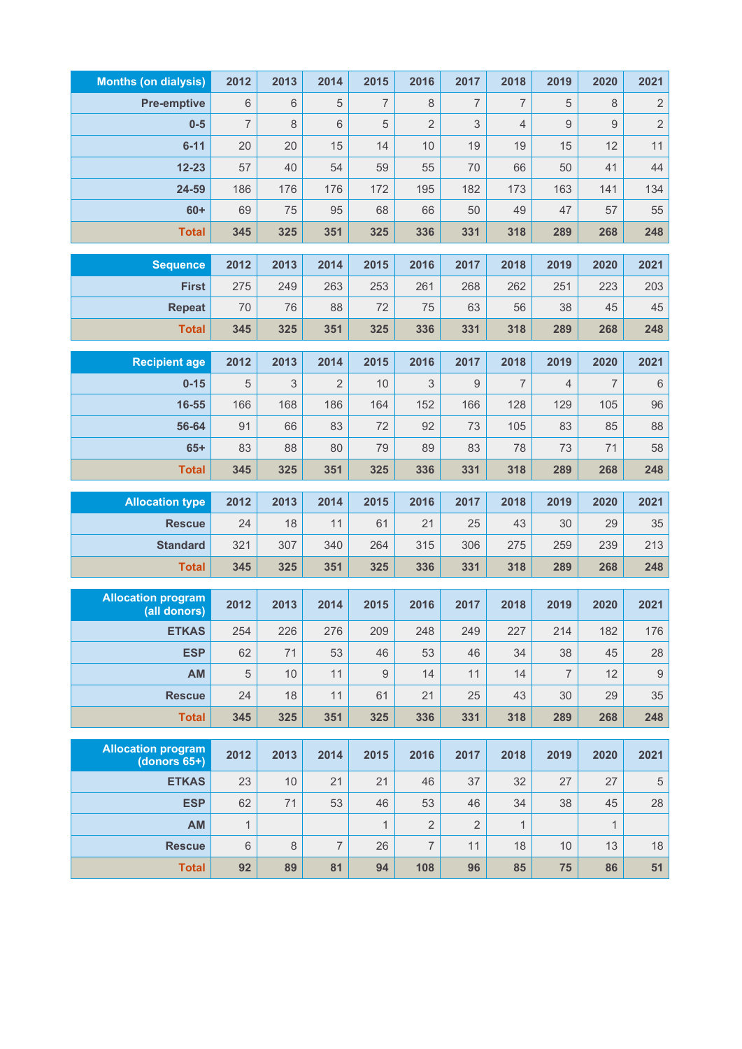| Months (on dialysis) | 2012 | 2013 | 2014 | 2015 | 2016 | 2017 | 2018 | 2019 | 2020 | 2021 |
|---|---|---|---|---|---|---|---|---|---|---|
| Pre-emptive | 6 | 6 | 5 | 7 | 8 | 7 | 7 | 5 | 8 | 2 |
| 0-5 | 7 | 8 | 6 | 5 | 2 | 3 | 4 | 9 | 9 | 2 |
| 6-11 | 20 | 20 | 15 | 14 | 10 | 19 | 19 | 15 | 12 | 11 |
| 12-23 | 57 | 40 | 54 | 59 | 55 | 70 | 66 | 50 | 41 | 44 |
| 24-59 | 186 | 176 | 176 | 172 | 195 | 182 | 173 | 163 | 141 | 134 |
| 60+ | 69 | 75 | 95 | 68 | 66 | 50 | 49 | 47 | 57 | 55 |
| **Total** | **345** | **325** | **351** | **325** | **336** | **331** | **318** | **289** | **268** | **248** |

| Sequence | 2012 | 2013 | 2014 | 2015 | 2016 | 2017 | 2018 | 2019 | 2020 | 2021 |
|---|---|---|---|---|---|---|---|---|---|---|
| First | 275 | 249 | 263 | 253 | 261 | 268 | 262 | 251 | 223 | 203 |
| Repeat | 70 | 76 | 88 | 72 | 75 | 63 | 56 | 38 | 45 | 45 |
| **Total** | **345** | **325** | **351** | **325** | **336** | **331** | **318** | **289** | **268** | **248** |

| Recipient age | 2012 | 2013 | 2014 | 2015 | 2016 | 2017 | 2018 | 2019 | 2020 | 2021 |
|---|---|---|---|---|---|---|---|---|---|---|
| 0-15 | 5 | 3 | 2 | 10 | 3 | 9 | 7 | 4 | 7 | 6 |
| 16-55 | 166 | 168 | 186 | 164 | 152 | 166 | 128 | 129 | 105 | 96 |
| 56-64 | 91 | 66 | 83 | 72 | 92 | 73 | 105 | 83 | 85 | 88 |
| 65+ | 83 | 88 | 80 | 79 | 89 | 83 | 78 | 73 | 71 | 58 |
| **Total** | **345** | **325** | **351** | **325** | **336** | **331** | **318** | **289** | **268** | **248** |

| Allocation type | 2012 | 2013 | 2014 | 2015 | 2016 | 2017 | 2018 | 2019 | 2020 | 2021 |
|---|---|---|---|---|---|---|---|---|---|---|
| Rescue | 24 | 18 | 11 | 61 | 21 | 25 | 43 | 30 | 29 | 35 |
| Standard | 321 | 307 | 340 | 264 | 315 | 306 | 275 | 259 | 239 | 213 |
| **Total** | **345** | **325** | **351** | **325** | **336** | **331** | **318** | **289** | **268** | **248** |

| Allocation program (all donors) | 2012 | 2013 | 2014 | 2015 | 2016 | 2017 | 2018 | 2019 | 2020 | 2021 |
|---|---|---|---|---|---|---|---|---|---|---|
| ETKAS | 254 | 226 | 276 | 209 | 248 | 249 | 227 | 214 | 182 | 176 |
| ESP | 62 | 71 | 53 | 46 | 53 | 46 | 34 | 38 | 45 | 28 |
| AM | 5 | 10 | 11 | 9 | 14 | 11 | 14 | 7 | 12 | 9 |
| Rescue | 24 | 18 | 11 | 61 | 21 | 25 | 43 | 30 | 29 | 35 |
| **Total** | **345** | **325** | **351** | **325** | **336** | **331** | **318** | **289** | **268** | **248** |

| Allocation program (donors 65+) | 2012 | 2013 | 2014 | 2015 | 2016 | 2017 | 2018 | 2019 | 2020 | 2021 |
|---|---|---|---|---|---|---|---|---|---|---|
| ETKAS | 23 | 10 | 21 | 21 | 46 | 37 | 32 | 27 | 27 | 5 |
| ESP | 62 | 71 | 53 | 46 | 53 | 46 | 34 | 38 | 45 | 28 |
| AM | 1 | | | 1 | 2 | 2 | 1 | | 1 | |
| Rescue | 6 | 8 | 7 | 26 | 7 | 11 | 18 | 10 | 13 | 18 |
| **Total** | **92** | **89** | **81** | **94** | **108** | **96** | **85** | **75** | **86** | **51** |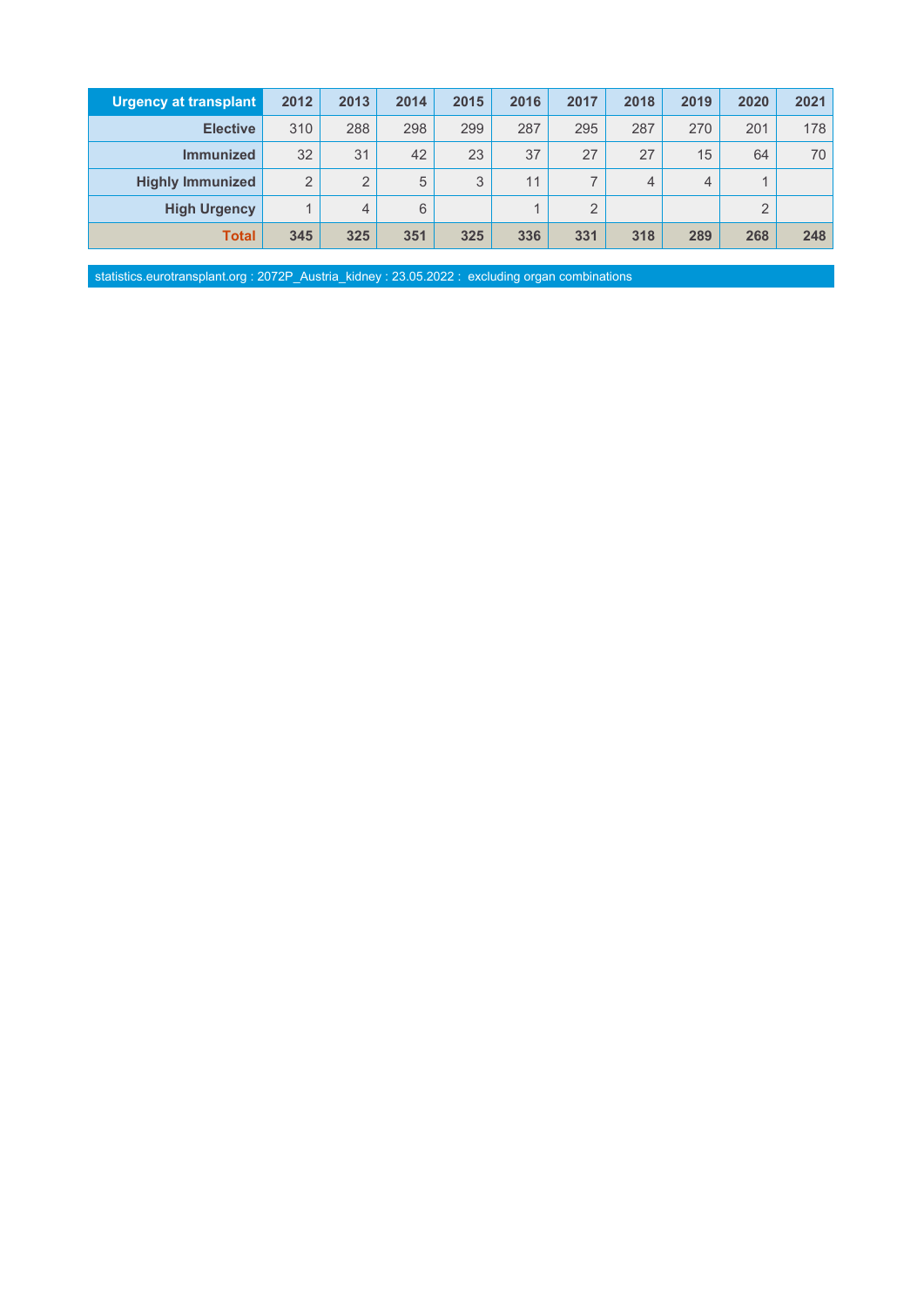| Urgency at transplant | 2012 | 2013 | 2014 | 2015 | 2016 | 2017 | 2018 | 2019 | 2020 | 2021 |
|---|---|---|---|---|---|---|---|---|---|---|
| **Elective** | 310 | 288 | 298 | 299 | 287 | 295 | 287 | 270 | 201 | 178 |
| **Immunized** | 32 | 31 | 42 | 23 | 37 | 27 | 27 | 15 | 64 | 70 |
| **Highly Immunized** | 2 | 2 | 5 | 3 | 11 | 7 | 4 | 4 | 1 | |
| **High Urgency** | 1 | 4 | 6 | | 1 | 2 | | | 2 | |
| **Total** | **345** | **325** | **351** | **325** | **336** | **331** | **318** | **289** | **268** | **248** |

statistics.eurotransplant.org : 2072P_Austria_kidney : 23.05.2022 : excluding organ combinations